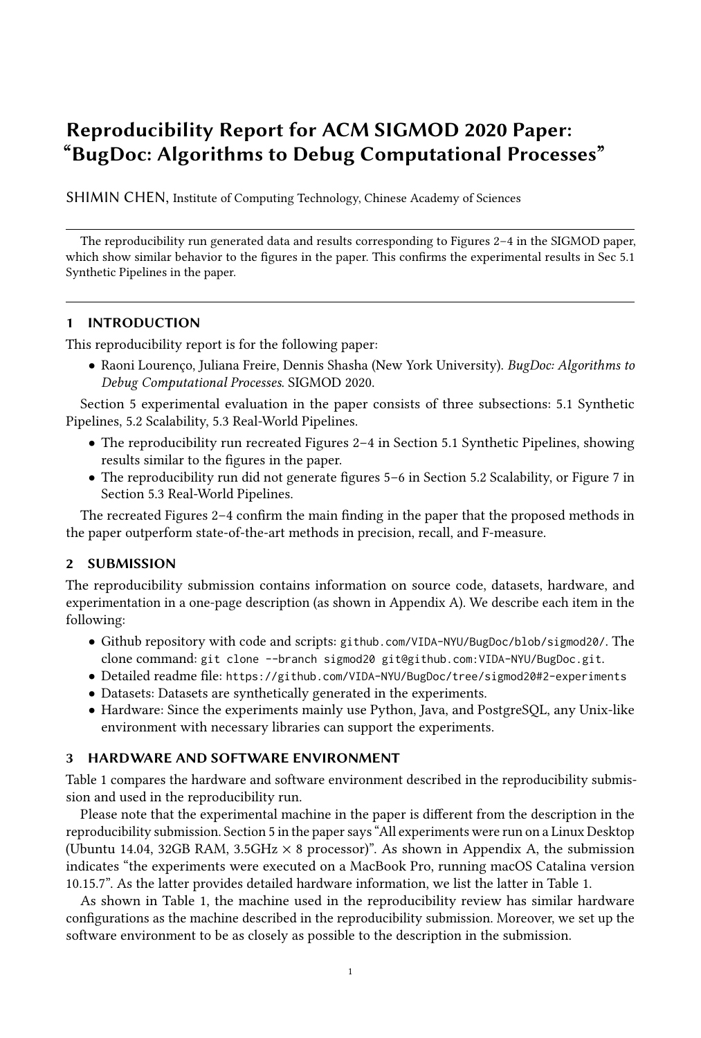# Reproducibility Report for ACM SIGMOD 2020 Paper: "BugDoc: Algorithms to Debug Computational Processes"

SHIMIN CHEN, Institute of Computing Technology, Chinese Academy of Sciences

The reproducibility run generated data and results corresponding to Figures 2–4 in the SIGMOD paper, which show similar behavior to the figures in the paper. This confirms the experimental results in Sec 5.1 Synthetic Pipelines in the paper.

## 1 INTRODUCTION

This reproducibility report is for the following paper:

- Raoni Lourenço, Juliana Freire, Dennis Shasha (New York University). *BugDoc: Algorithms to Debug Computational Processes*. SIGMOD 2020.

Section 5 experimental evaluation in the paper consists of three subsections: 5.1 Synthetic Pipelines, 5.2 Scalability, 5.3 Real-World Pipelines.

- The reproducibility run recreated Figures 2–4 in Section 5.1 Synthetic Pipelines, showing results similar to the figures in the paper.
- The reproducibility run did not generate figures 5–6 in Section 5.2 Scalability, or Figure 7 in Section 5.3 Real-World Pipelines.

The recreated Figures 2–4 confirm the main finding in the paper that the proposed methods in the paper outperform state-of-the-art methods in precision, recall, and F-measure.

## 2 SUBMISSION

The reproducibility submission contains information on source code, datasets, hardware, and experimentation in a one-page description (as shown in Appendix A). We describe each item in the following:

- Github repository with code and scripts: `github.com/VIDA-NYU/BugDoc/blob/sigmod20/`. The clone command: `git clone --branch sigmod20 git@github.com:VIDA-NYU/BugDoc.git`.
- Detailed readme file: `https://github.com/VIDA-NYU/BugDoc/tree/sigmod20#2-experiments`
- Datasets: Datasets are synthetically generated in the experiments.
- Hardware: Since the experiments mainly use Python, Java, and PostgreSQL, any Unix-like environment with necessary libraries can support the experiments.

## 3 HARDWARE AND SOFTWARE ENVIRONMENT

Table 1 compares the hardware and software environment described in the reproducibility submission and used in the reproducibility run.

Please note that the experimental machine in the paper is different from the description in the reproducibility submission. Section 5 in the paper says "All experiments were run on a Linux Desktop (Ubuntu 14.04, 32GB RAM, 3.5GHz × 8 processor)". As shown in Appendix A, the submission indicates "the experiments were executed on a MacBook Pro, running macOS Catalina version 10.15.7". As the latter provides detailed hardware information, we list the latter in Table 1.

As shown in Table 1, the machine used in the reproducibility review has similar hardware configurations as the machine described in the reproducibility submission. Moreover, we set up the software environment to be as closely as possible to the description in the submission.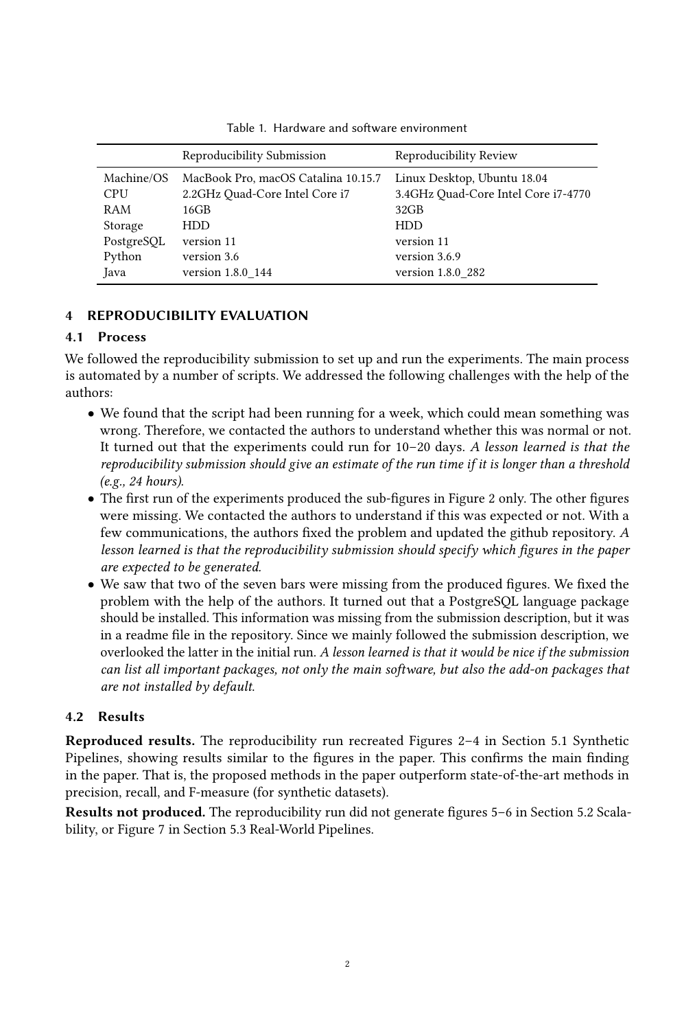Table 1. Hardware and software environment

| | Reproducibility Submission | Reproducibility Review |
|---|---|---|
| Machine/OS | MacBook Pro, macOS Catalina 10.15.7 | Linux Desktop, Ubuntu 18.04 |
| CPU | 2.2GHz Quad-Core Intel Core i7 | 3.4GHz Quad-Core Intel Core i7-4770 |
| RAM | 16GB | 32GB |
| Storage | HDD | HDD |
| PostgreSQL | version 11 | version 11 |
| Python | version 3.6 | version 3.6.9 |
| Java | version 1.8.0_144 | version 1.8.0_282 |

## 4 REPRODUCIBILITY EVALUATION

### 4.1 Process

We followed the reproducibility submission to set up and run the experiments. The main process is automated by a number of scripts. We addressed the following challenges with the help of the authors:

- We found that the script had been running for a week, which could mean something was wrong. Therefore, we contacted the authors to understand whether this was normal or not. It turned out that the experiments could run for 10–20 days. *A lesson learned is that the reproducibility submission should give an estimate of the run time if it is longer than a threshold (e.g., 24 hours).*
- The first run of the experiments produced the sub-figures in Figure 2 only. The other figures were missing. We contacted the authors to understand if this was expected or not. With a few communications, the authors fixed the problem and updated the github repository. *A lesson learned is that the reproducibility submission should specify which figures in the paper are expected to be generated.*
- We saw that two of the seven bars were missing from the produced figures. We fixed the problem with the help of the authors. It turned out that a PostgreSQL language package should be installed. This information was missing from the submission description, but it was in a readme file in the repository. Since we mainly followed the submission description, we overlooked the latter in the initial run. *A lesson learned is that it would be nice if the submission can list all important packages, not only the main software, but also the add-on packages that are not installed by default.*

### 4.2 Results

**Reproduced results.** The reproducibility run recreated Figures 2–4 in Section 5.1 Synthetic Pipelines, showing results similar to the figures in the paper. This confirms the main finding in the paper. That is, the proposed methods in the paper outperform state-of-the-art methods in precision, recall, and F-measure (for synthetic datasets).

**Results not produced.** The reproducibility run did not generate figures 5–6 in Section 5.2 Scalability, or Figure 7 in Section 5.3 Real-World Pipelines.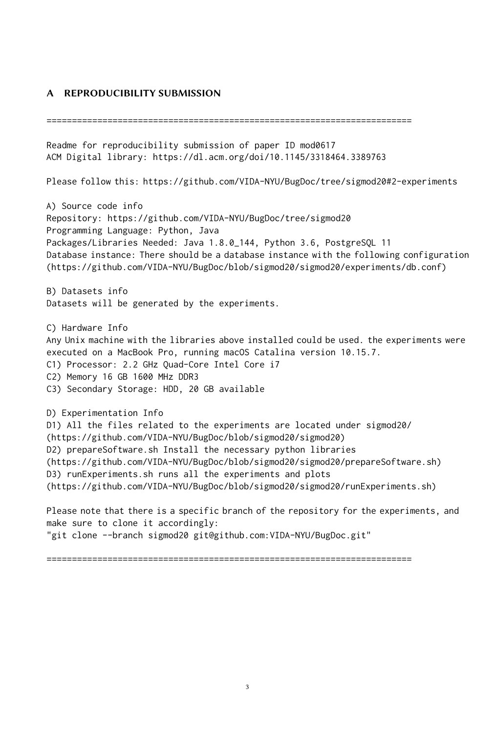## A REPRODUCIBILITY SUBMISSION

```
========================================================================

Readme for reproducibility submission of paper ID mod0617
ACM Digital library: https://dl.acm.org/doi/10.1145/3318464.3389763

Please follow this: https://github.com/VIDA-NYU/BugDoc/tree/sigmod20#2-experiments

A) Source code info
Repository: https://github.com/VIDA-NYU/BugDoc/tree/sigmod20
Programming Language: Python, Java
Packages/Libraries Needed: Java 1.8.0_144, Python 3.6, PostgreSQL 11
Database instance: There should be a database instance with the following configuration
(https://github.com/VIDA-NYU/BugDoc/blob/sigmod20/sigmod20/experiments/db.conf)

B) Datasets info
Datasets will be generated by the experiments.

C) Hardware Info
Any Unix machine with the libraries above installed could be used. the experiments were
executed on a MacBook Pro, running macOS Catalina version 10.15.7.
C1) Processor: 2.2 GHz Quad-Core Intel Core i7
C2) Memory 16 GB 1600 MHz DDR3
C3) Secondary Storage: HDD, 20 GB available

D) Experimentation Info
D1) All the files related to the experiments are located under sigmod20/
(https://github.com/VIDA-NYU/BugDoc/blob/sigmod20/sigmod20)
D2) prepareSoftware.sh Install the necessary python libraries
(https://github.com/VIDA-NYU/BugDoc/blob/sigmod20/sigmod20/prepareSoftware.sh)
D3) runExperiments.sh runs all the experiments and plots
(https://github.com/VIDA-NYU/BugDoc/blob/sigmod20/sigmod20/runExperiments.sh)

Please note that there is a specific branch of the repository for the experiments, and
make sure to clone it accordingly:
"git clone --branch sigmod20 git@github.com:VIDA-NYU/BugDoc.git"

========================================================================
```